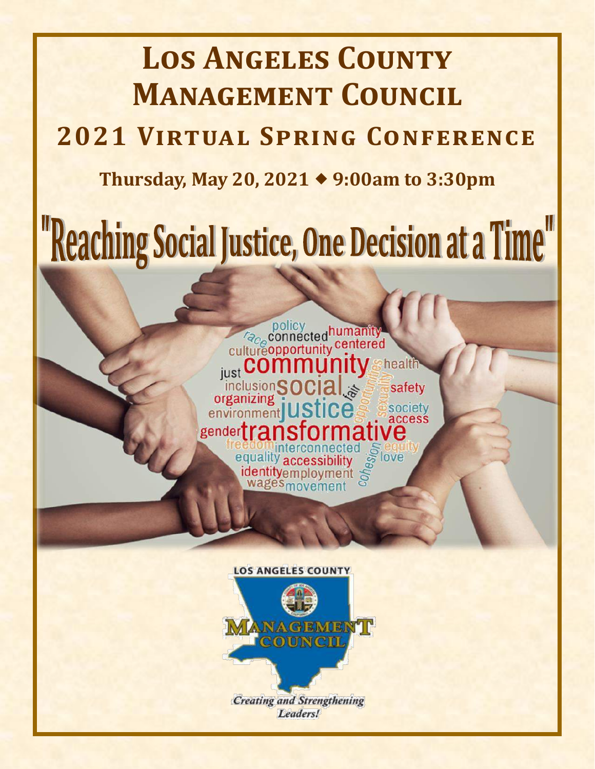# Los Angeles County Management Council

## 2021 Virtual Spring Conference

**Thursday, May 20, 2021 ◆ 9:00am to 3:30pm**

# "Reaching Social Justice, One Decision at a Time"

LOS ANGELES COUNTY

MANAGEMENT COUNCIL

*Creating and Strengthening Leaders!*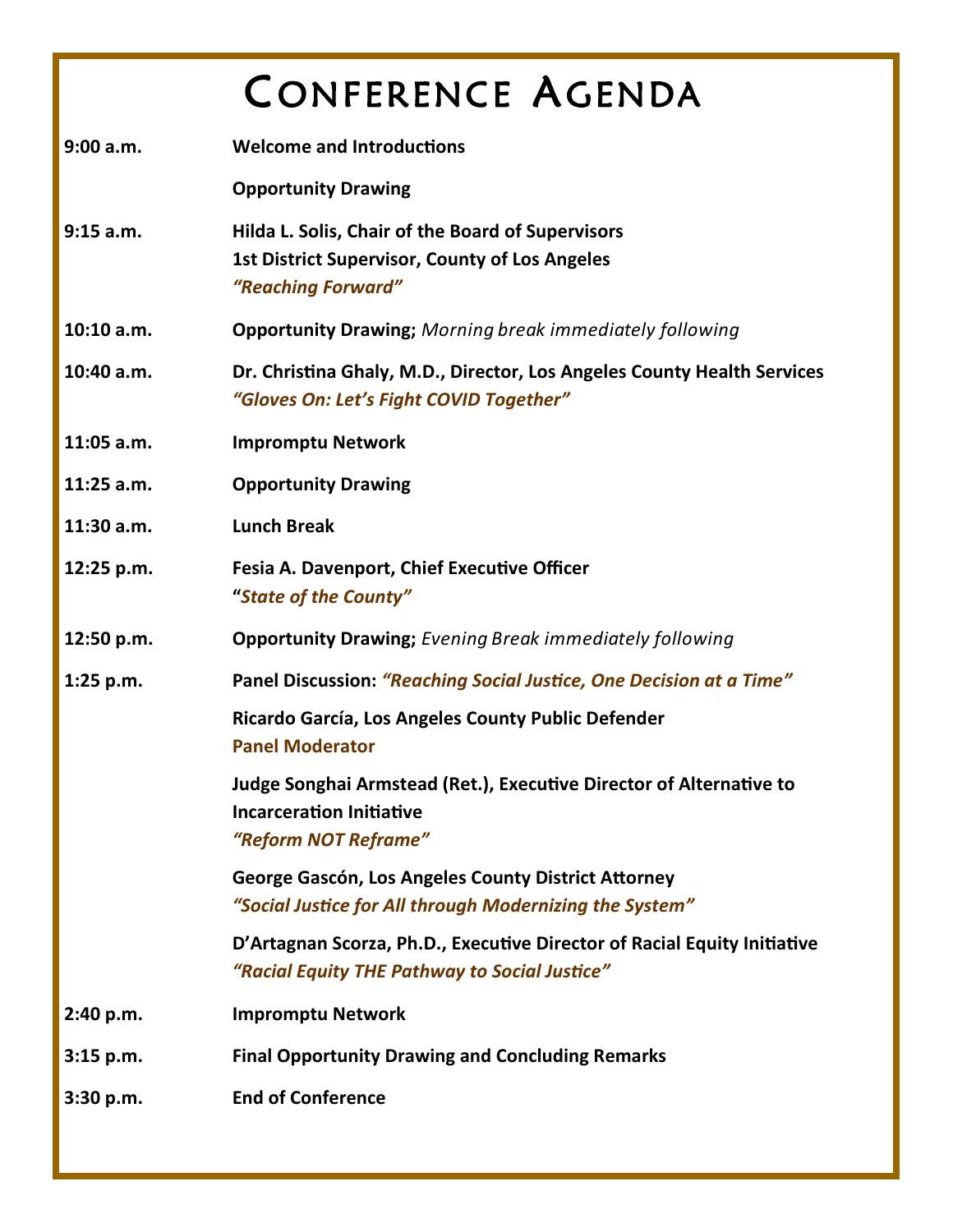# Conference Agenda

| | |
|---|---|
| **9:00 a.m.** | **Welcome and Introductions** |
| | **Opportunity Drawing** |
| **9:15 a.m.** | **Hilda L. Solis, Chair of the Board of Supervisors**<br>**1st District Supervisor, County of Los Angeles**<br>***"Reaching Forward"*** |
| **10:10 a.m.** | **Opportunity Drawing;** *Morning break immediately following* |
| **10:40 a.m.** | **Dr. Christina Ghaly, M.D., Director, Los Angeles County Health Services**<br>***"Gloves On: Let's Fight COVID Together"*** |
| **11:05 a.m.** | **Impromptu Network** |
| **11:25 a.m.** | **Opportunity Drawing** |
| **11:30 a.m.** | **Lunch Break** |
| **12:25 p.m.** | **Fesia A. Davenport, Chief Executive Officer**<br>**"*State of the County"*** |
| **12:50 p.m.** | **Opportunity Drawing;** *Evening Break immediately following* |
| **1:25 p.m.** | **Panel Discussion: *"Reaching Social Justice, One Decision at a Time"*** |
| | **Ricardo García, Los Angeles County Public Defender**<br>**Panel Moderator** |
| | **Judge Songhai Armstead (Ret.), Executive Director of Alternative to Incarceration Initiative**<br>***"Reform NOT Reframe"*** |
| | **George Gascón, Los Angeles County District Attorney**<br>***"Social Justice for All through Modernizing the System"*** |
| | **D'Artagnan Scorza, Ph.D., Executive Director of Racial Equity Initiative**<br>***"Racial Equity THE Pathway to Social Justice"*** |
| **2:40 p.m.** | **Impromptu Network** |
| **3:15 p.m.** | **Final Opportunity Drawing and Concluding Remarks** |
| **3:30 p.m.** | **End of Conference** |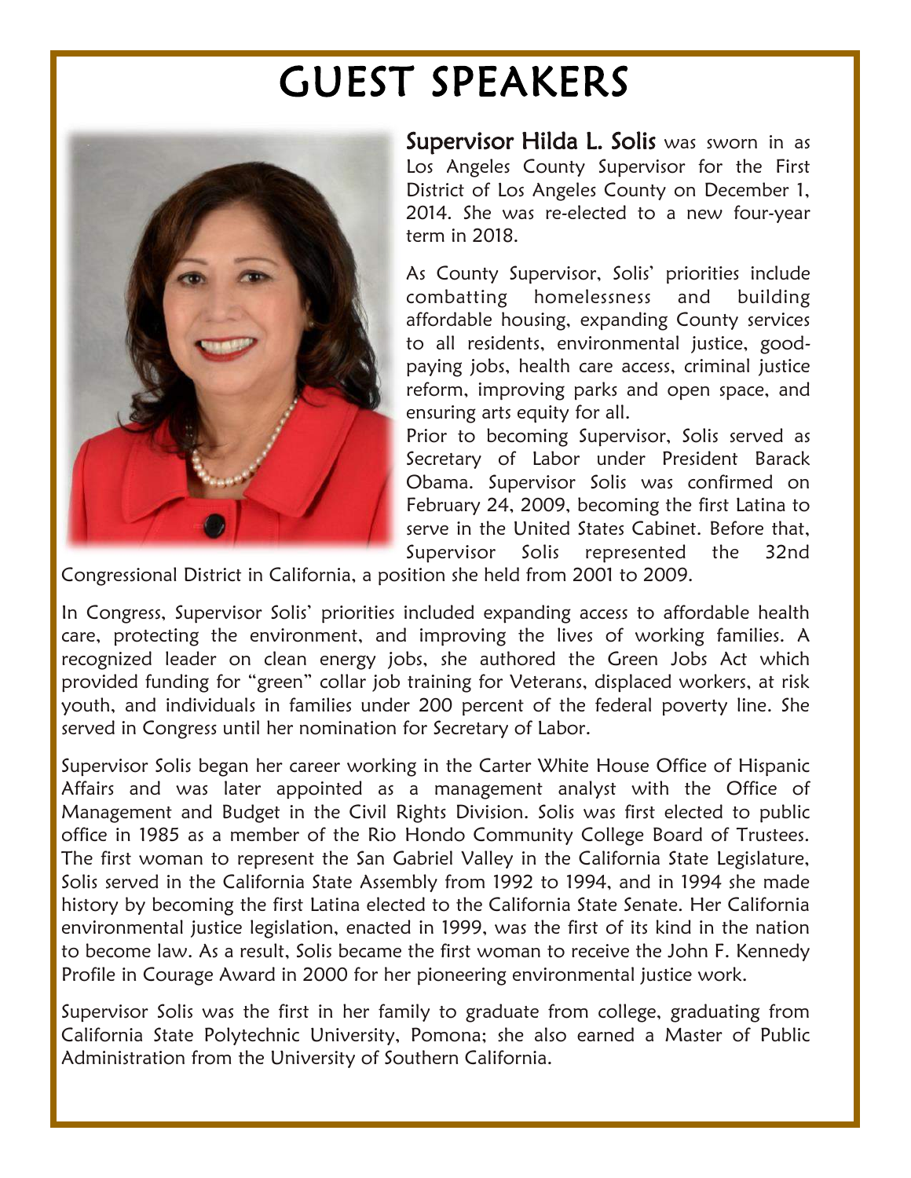# GUEST SPEAKERS

**Supervisor Hilda L. Solis** was sworn in as Los Angeles County Supervisor for the First District of Los Angeles County on December 1, 2014. She was re-elected to a new four-year term in 2018.

As County Supervisor, Solis' priorities include combatting homelessness and building affordable housing, expanding County services to all residents, environmental justice, good-paying jobs, health care access, criminal justice reform, improving parks and open space, and ensuring arts equity for all.

Prior to becoming Supervisor, Solis served as Secretary of Labor under President Barack Obama. Supervisor Solis was confirmed on February 24, 2009, becoming the first Latina to serve in the United States Cabinet. Before that, Supervisor Solis represented the 32nd Congressional District in California, a position she held from 2001 to 2009.

In Congress, Supervisor Solis' priorities included expanding access to affordable health care, protecting the environment, and improving the lives of working families. A recognized leader on clean energy jobs, she authored the Green Jobs Act which provided funding for "green" collar job training for Veterans, displaced workers, at risk youth, and individuals in families under 200 percent of the federal poverty line. She served in Congress until her nomination for Secretary of Labor.

Supervisor Solis began her career working in the Carter White House Office of Hispanic Affairs and was later appointed as a management analyst with the Office of Management and Budget in the Civil Rights Division. Solis was first elected to public office in 1985 as a member of the Rio Hondo Community College Board of Trustees. The first woman to represent the San Gabriel Valley in the California State Legislature, Solis served in the California State Assembly from 1992 to 1994, and in 1994 she made history by becoming the first Latina elected to the California State Senate. Her California environmental justice legislation, enacted in 1999, was the first of its kind in the nation to become law. As a result, Solis became the first woman to receive the John F. Kennedy Profile in Courage Award in 2000 for her pioneering environmental justice work.

Supervisor Solis was the first in her family to graduate from college, graduating from California State Polytechnic University, Pomona; she also earned a Master of Public Administration from the University of Southern California.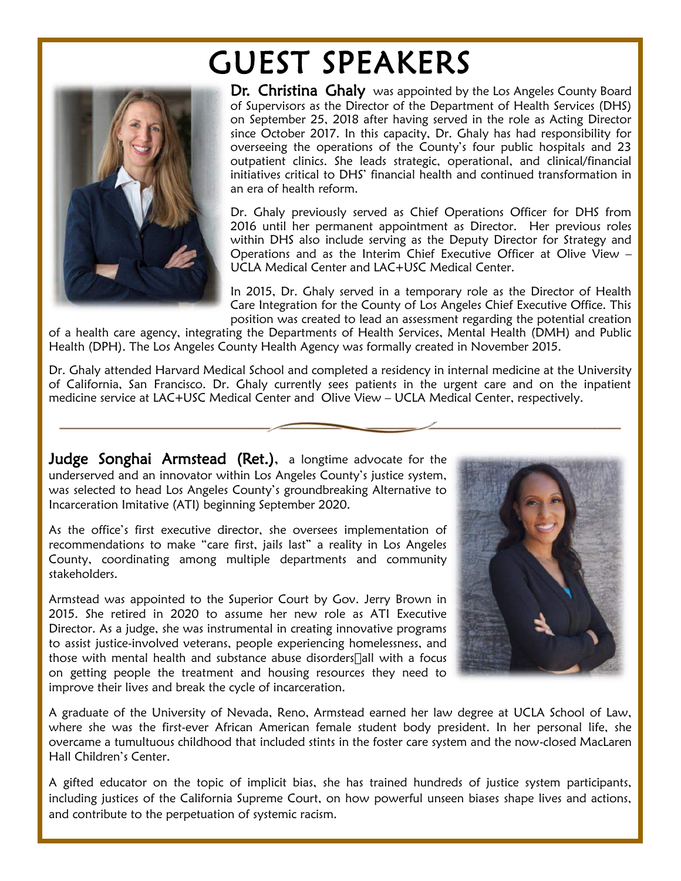# GUEST SPEAKERS

**Dr. Christina Ghaly** was appointed by the Los Angeles County Board of Supervisors as the Director of the Department of Health Services (DHS) on September 25, 2018 after having served in the role as Acting Director since October 2017. In this capacity, Dr. Ghaly has had responsibility for overseeing the operations of the County's four public hospitals and 23 outpatient clinics. She leads strategic, operational, and clinical/financial initiatives critical to DHS' financial health and continued transformation in an era of health reform.

Dr. Ghaly previously served as Chief Operations Officer for DHS from 2016 until her permanent appointment as Director. Her previous roles within DHS also include serving as the Deputy Director for Strategy and Operations and as the Interim Chief Executive Officer at Olive View – UCLA Medical Center and LAC+USC Medical Center.

In 2015, Dr. Ghaly served in a temporary role as the Director of Health Care Integration for the County of Los Angeles Chief Executive Office. This position was created to lead an assessment regarding the potential creation of a health care agency, integrating the Departments of Health Services, Mental Health (DMH) and Public Health (DPH). The Los Angeles County Health Agency was formally created in November 2015.

Dr. Ghaly attended Harvard Medical School and completed a residency in internal medicine at the University of California, San Francisco. Dr. Ghaly currently sees patients in the urgent care and on the inpatient medicine service at LAC+USC Medical Center and Olive View – UCLA Medical Center, respectively.

---

**Judge Songhai Armstead (Ret.)**, a longtime advocate for the underserved and an innovator within Los Angeles County's justice system, was selected to head Los Angeles County's groundbreaking Alternative to Incarceration Imitative (ATI) beginning September 2020.

As the office's first executive director, she oversees implementation of recommendations to make "care first, jails last" a reality in Los Angeles County, coordinating among multiple departments and community stakeholders.

Armstead was appointed to the Superior Court by Gov. Jerry Brown in 2015. She retired in 2020 to assume her new role as ATI Executive Director. As a judge, she was instrumental in creating innovative programs to assist justice-involved veterans, people experiencing homelessness, and those with mental health and substance abuse disorders□all with a focus on getting people the treatment and housing resources they need to improve their lives and break the cycle of incarceration.

A graduate of the University of Nevada, Reno, Armstead earned her law degree at UCLA School of Law, where she was the first-ever African American female student body president. In her personal life, she overcame a tumultuous childhood that included stints in the foster care system and the now-closed MacLaren Hall Children's Center.

A gifted educator on the topic of implicit bias, she has trained hundreds of justice system participants, including justices of the California Supreme Court, on how powerful unseen biases shape lives and actions, and contribute to the perpetuation of systemic racism.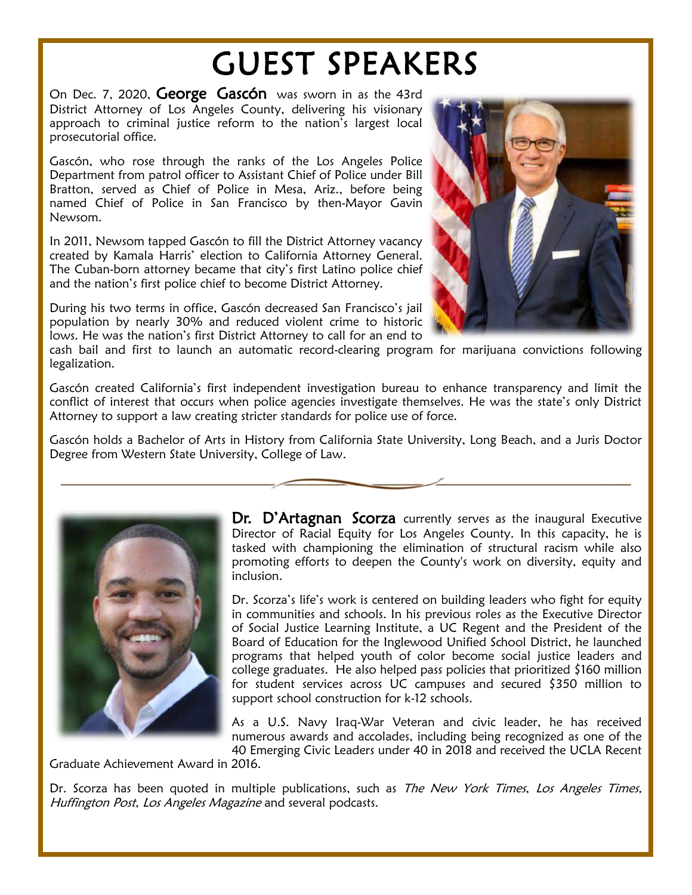# GUEST SPEAKERS

On Dec. 7, 2020, **George Gascón** was sworn in as the 43rd District Attorney of Los Angeles County, delivering his visionary approach to criminal justice reform to the nation's largest local prosecutorial office.

Gascón, who rose through the ranks of the Los Angeles Police Department from patrol officer to Assistant Chief of Police under Bill Bratton, served as Chief of Police in Mesa, Ariz., before being named Chief of Police in San Francisco by then-Mayor Gavin Newsom.

In 2011, Newsom tapped Gascón to fill the District Attorney vacancy created by Kamala Harris' election to California Attorney General. The Cuban-born attorney became that city's first Latino police chief and the nation's first police chief to become District Attorney.

During his two terms in office, Gascón decreased San Francisco's jail population by nearly 30% and reduced violent crime to historic lows. He was the nation's first District Attorney to call for an end to cash bail and first to launch an automatic record-clearing program for marijuana convictions following legalization.

Gascón created California's first independent investigation bureau to enhance transparency and limit the conflict of interest that occurs when police agencies investigate themselves. He was the state's only District Attorney to support a law creating stricter standards for police use of force.

Gascón holds a Bachelor of Arts in History from California State University, Long Beach, and a Juris Doctor Degree from Western State University, College of Law.

---

**Dr. D'Artagnan Scorza** currently serves as the inaugural Executive Director of Racial Equity for Los Angeles County. In this capacity, he is tasked with championing the elimination of structural racism while also promoting efforts to deepen the County's work on diversity, equity and inclusion.

Dr. Scorza's life's work is centered on building leaders who fight for equity in communities and schools. In his previous roles as the Executive Director of Social Justice Learning Institute, a UC Regent and the President of the Board of Education for the Inglewood Unified School District, he launched programs that helped youth of color become social justice leaders and college graduates. He also helped pass policies that prioritized $160 million for student services across UC campuses and secured $350 million to support school construction for k-12 schools.

As a U.S. Navy Iraq-War Veteran and civic leader, he has received numerous awards and accolades, including being recognized as one of the 40 Emerging Civic Leaders under 40 in 2018 and received the UCLA Recent Graduate Achievement Award in 2016.

Dr. Scorza has been quoted in multiple publications, such as *The New York Times*, *Los Angeles Times*, *Huffington Post*, *Los Angeles Magazine* and several podcasts.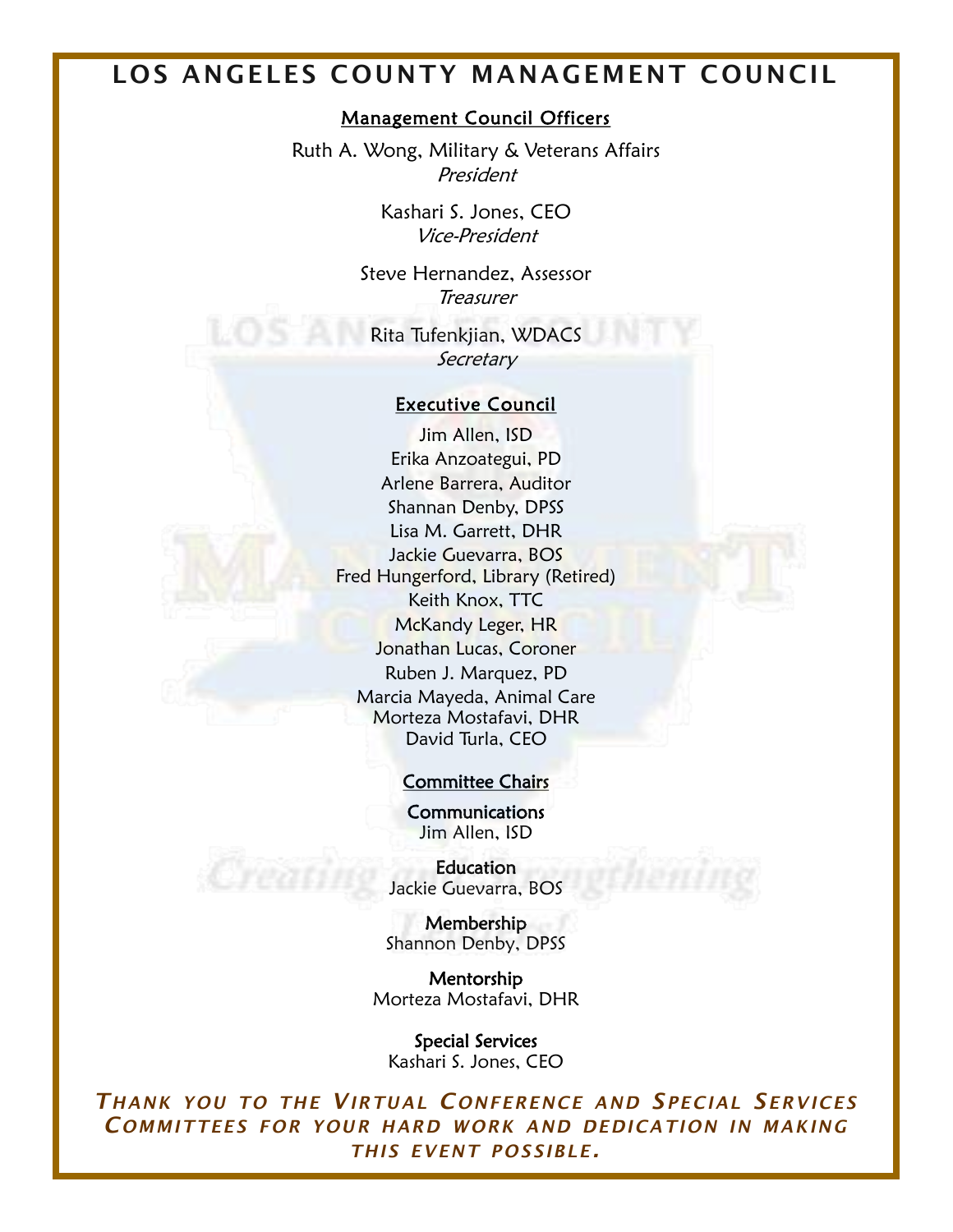# LOS ANGELES COUNTY MANAGEMENT COUNCIL

## Management Council Officers

Ruth A. Wong, Military & Veterans Affairs
*President*

Kashari S. Jones, CEO
*Vice-President*

Steve Hernandez, Assessor
*Treasurer*

Rita Tufenkjian, WDACS
*Secretary*

## Executive Council

Jim Allen, ISD
Erika Anzoategui, PD
Arlene Barrera, Auditor
Shannan Denby, DPSS
Lisa M. Garrett, DHR
Jackie Guevarra, BOS
Fred Hungerford, Library (Retired)
Keith Knox, TTC
McKandy Leger, HR
Jonathan Lucas, Coroner
Ruben J. Marquez, PD
Marcia Mayeda, Animal Care
Morteza Mostafavi, DHR
David Turla, CEO

## Committee Chairs

**Communications**
Jim Allen, ISD

**Education**
Jackie Guevarra, BOS

**Membership**
Shannon Denby, DPSS

**Mentorship**
Morteza Mostafavi, DHR

**Special Services**
Kashari S. Jones, CEO

***THANK YOU TO THE VIRTUAL CONFERENCE AND SPECIAL SERVICES COMMITTEES FOR YOUR HARD WORK AND DEDICATION IN MAKING THIS EVENT POSSIBLE.***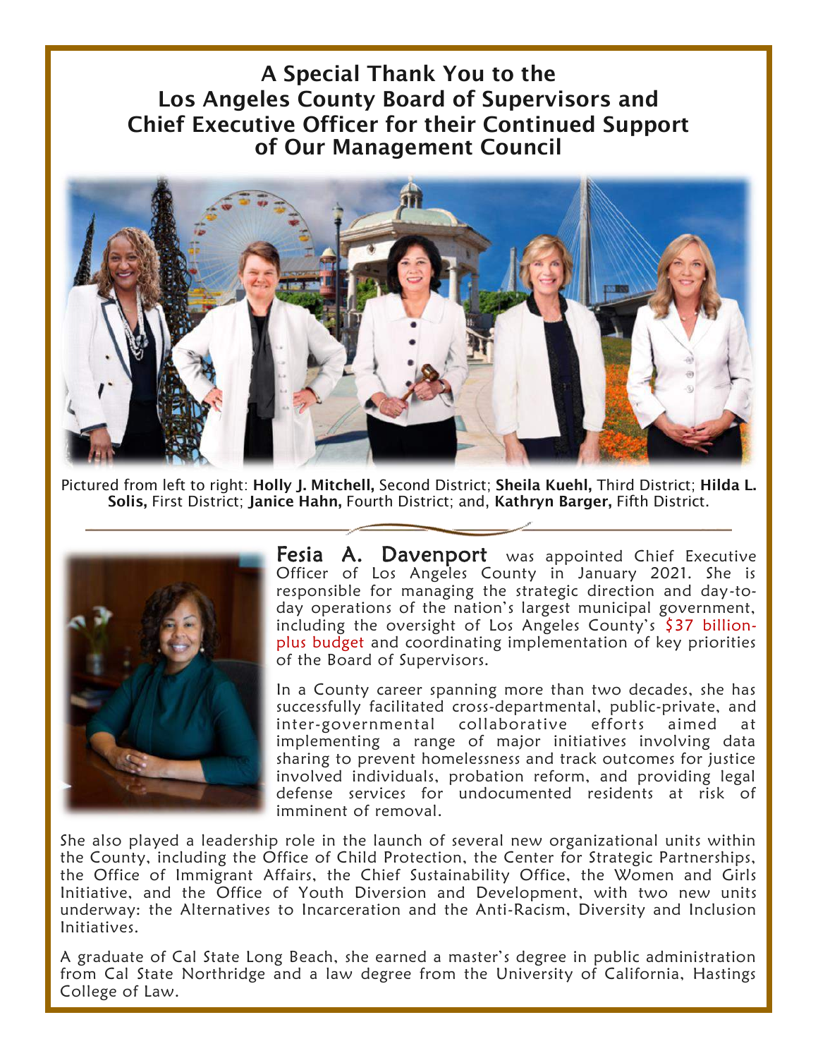# A Special Thank You to the Los Angeles County Board of Supervisors and Chief Executive Officer for their Continued Support of Our Management Council

Pictured from left to right: **Holly J. Mitchell,** Second District; **Sheila Kuehl,** Third District; **Hilda L. Solis,** First District; **Janice Hahn,** Fourth District; and, **Kathryn Barger,** Fifth District.

**Fesia A. Davenport** was appointed Chief Executive Officer of Los Angeles County in January 2021. She is responsible for managing the strategic direction and day-to-day operations of the nation's largest municipal government, including the oversight of Los Angeles County's $37 billion-plus budget and coordinating implementation of key priorities of the Board of Supervisors.

In a County career spanning more than two decades, she has successfully facilitated cross-departmental, public-private, and inter-governmental collaborative efforts aimed at implementing a range of major initiatives involving data sharing to prevent homelessness and track outcomes for justice involved individuals, probation reform, and providing legal defense services for undocumented residents at risk of imminent of removal.

She also played a leadership role in the launch of several new organizational units within the County, including the Office of Child Protection, the Center for Strategic Partnerships, the Office of Immigrant Affairs, the Chief Sustainability Office, the Women and Girls Initiative, and the Office of Youth Diversion and Development, with two new units underway: the Alternatives to Incarceration and the Anti-Racism, Diversity and Inclusion Initiatives.

A graduate of Cal State Long Beach, she earned a master's degree in public administration from Cal State Northridge and a law degree from the University of California, Hastings College of Law.